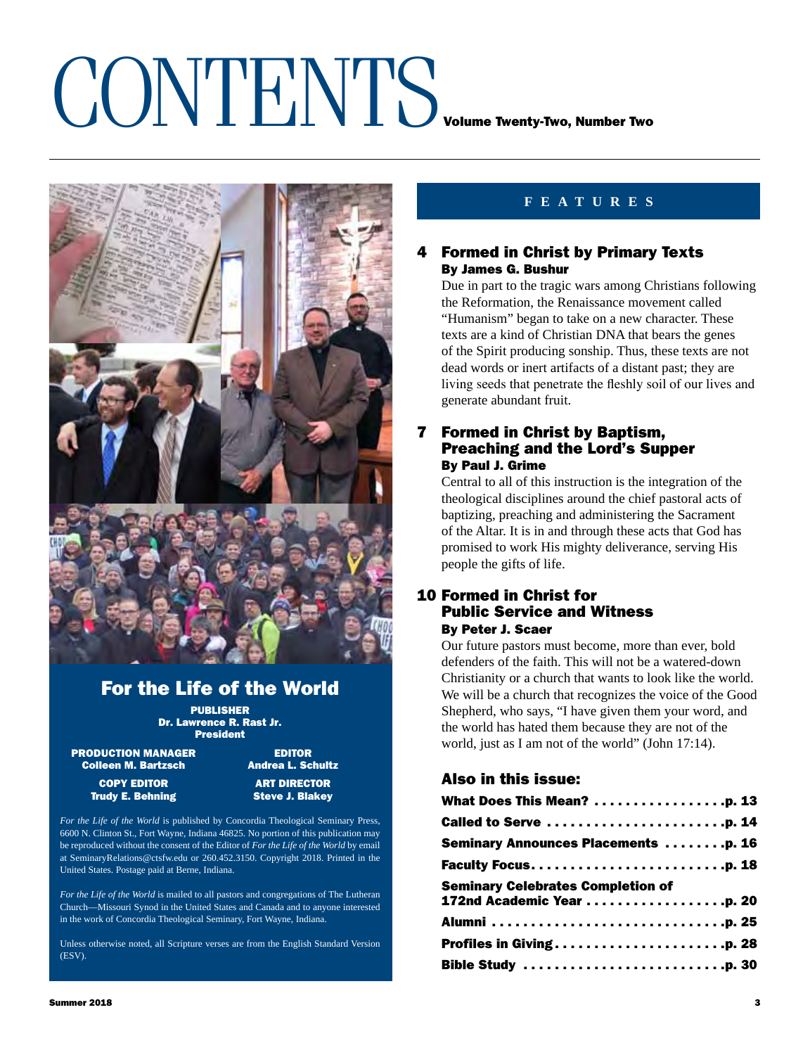# CONTENTS

**Volume Twenty-Two, Number Two**

## For the Life of the World

**PUBLISHER**
**Dr. Lawrence R. Rast Jr.**
**President**

**PRODUCTION MANAGER**
**Colleen M. Bartzsch**

**EDITOR**
**Andrea L. Schultz**

**COPY EDITOR**
**Trudy E. Behning**

**ART DIRECTOR**
**Steve J. Blakey**

*For the Life of the World* is published by Concordia Theological Seminary Press, 6600 N. Clinton St., Fort Wayne, Indiana 46825. No portion of this publication may be reproduced without the consent of the Editor of *For the Life of the World* by email at SeminaryRelations@ctsfw.edu or 260.452.3150. Copyright 2018. Printed in the United States. Postage paid at Berne, Indiana.

*For the Life of the World* is mailed to all pastors and congregations of The Lutheran Church—Missouri Synod in the United States and Canada and to anyone interested in the work of Concordia Theological Seminary, Fort Wayne, Indiana.

Unless otherwise noted, all Scripture verses are from the English Standard Version (ESV).

## FEATURES

### 4 Formed in Christ by Primary Texts
**By James G. Bushur**

Due in part to the tragic wars among Christians following the Reformation, the Renaissance movement called "Humanism" began to take on a new character. These texts are a kind of Christian DNA that bears the genes of the Spirit producing sonship. Thus, these texts are not dead words or inert artifacts of a distant past; they are living seeds that penetrate the fleshly soil of our lives and generate abundant fruit.

### 7 Formed in Christ by Baptism, Preaching and the Lord's Supper
**By Paul J. Grime**

Central to all of this instruction is the integration of the theological disciplines around the chief pastoral acts of baptizing, preaching and administering the Sacrament of the Altar. It is in and through these acts that God has promised to work His mighty deliverance, serving His people the gifts of life.

### 10 Formed in Christ for Public Service and Witness
**By Peter J. Scaer**

Our future pastors must become, more than ever, bold defenders of the faith. This will not be a watered-down Christianity or a church that wants to look like the world. We will be a church that recognizes the voice of the Good Shepherd, who says, "I have given them your word, and the world has hated them because they are not of the world, just as I am not of the world" (John 17:14).

### Also in this issue:

- **What Does This Mean? . . . . . . . . . . . . . . . . . p. 13**
- **Called to Serve . . . . . . . . . . . . . . . . . . . . . . p. 14**
- **Seminary Announces Placements . . . . . . . . p. 16**
- **Faculty Focus . . . . . . . . . . . . . . . . . . . . . . . . p. 18**
- **Seminary Celebrates Completion of 172nd Academic Year . . . . . . . . . . . . . . . . . . p. 20**
- **Alumni . . . . . . . . . . . . . . . . . . . . . . . . . . . . . p. 25**
- **Profiles in Giving . . . . . . . . . . . . . . . . . . . . . p. 28**
- **Bible Study . . . . . . . . . . . . . . . . . . . . . . . . . . p. 30**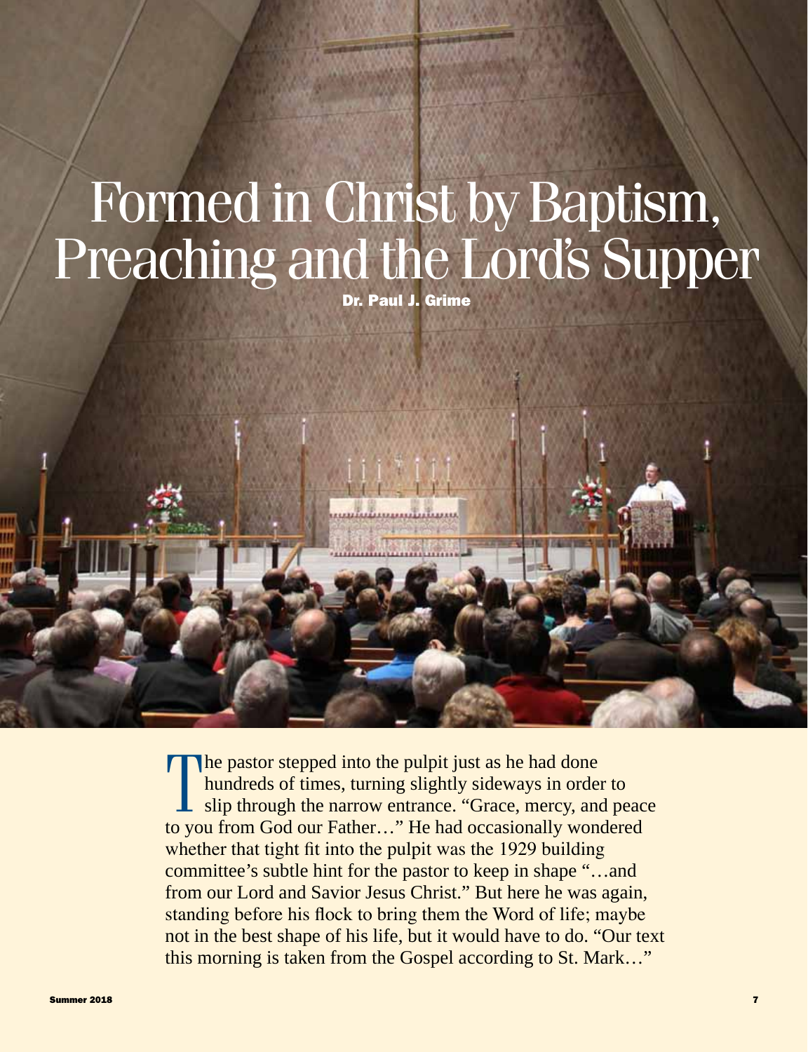# Formed in Christ by Baptism, Preaching and the Lord's Supper

**Dr. Paul J. Grime**

The pastor stepped into the pulpit just as he had done hundreds of times, turning slightly sideways in order to slip through the narrow entrance. "Grace, mercy, and peace to you from God our Father…" He had occasionally wondered whether that tight fit into the pulpit was the 1929 building committee's subtle hint for the pastor to keep in shape "…and from our Lord and Savior Jesus Christ." But here he was again, standing before his flock to bring them the Word of life; maybe not in the best shape of his life, but it would have to do. "Our text this morning is taken from the Gospel according to St. Mark…"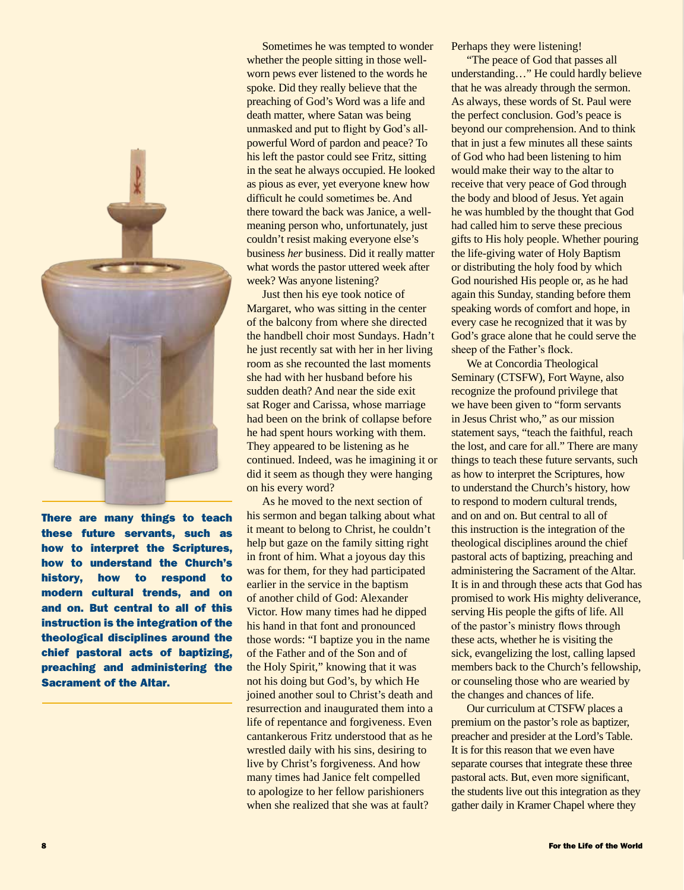**There are many things to teach these future servants, such as how to interpret the Scriptures, how to understand the Church's history, how to respond to modern cultural trends, and on and on. But central to all of this instruction is the integration of the theological disciplines around the chief pastoral acts of baptizing, preaching and administering the Sacrament of the Altar.**

Sometimes he was tempted to wonder whether the people sitting in those well-worn pews ever listened to the words he spoke. Did they really believe that the preaching of God's Word was a life and death matter, where Satan was being unmasked and put to flight by God's all-powerful Word of pardon and peace? To his left the pastor could see Fritz, sitting in the seat he always occupied. He looked as pious as ever, yet everyone knew how difficult he could sometimes be. And there toward the back was Janice, a well-meaning person who, unfortunately, just couldn't resist making everyone else's business *her* business. Did it really matter what words the pastor uttered week after week? Was anyone listening?

Just then his eye took notice of Margaret, who was sitting in the center of the balcony from where she directed the handbell choir most Sundays. Hadn't he just recently sat with her in her living room as she recounted the last moments she had with her husband before his sudden death? And near the side exit sat Roger and Carissa, whose marriage had been on the brink of collapse before he had spent hours working with them. They appeared to be listening as he continued. Indeed, was he imagining it or did it seem as though they were hanging on his every word?

As he moved to the next section of his sermon and began talking about what it meant to belong to Christ, he couldn't help but gaze on the family sitting right in front of him. What a joyous day this was for them, for they had participated earlier in the service in the baptism of another child of God: Alexander Victor. How many times had he dipped his hand in that font and pronounced those words: "I baptize you in the name of the Father and of the Son and of the Holy Spirit," knowing that it was not his doing but God's, by which He joined another soul to Christ's death and resurrection and inaugurated them into a life of repentance and forgiveness. Even cantankerous Fritz understood that as he wrestled daily with his sins, desiring to live by Christ's forgiveness. And how many times had Janice felt compelled to apologize to her fellow parishioners when she realized that she was at fault? Perhaps they were listening!

"The peace of God that passes all understanding…" He could hardly believe that he was already through the sermon. As always, these words of St. Paul were the perfect conclusion. God's peace is beyond our comprehension. And to think that in just a few minutes all these saints of God who had been listening to him would make their way to the altar to receive that very peace of God through the body and blood of Jesus. Yet again he was humbled by the thought that God had called him to serve these precious gifts to His holy people. Whether pouring the life-giving water of Holy Baptism or distributing the holy food by which God nourished His people or, as he had again this Sunday, standing before them speaking words of comfort and hope, in every case he recognized that it was by God's grace alone that he could serve the sheep of the Father's flock.

We at Concordia Theological Seminary (CTSFW), Fort Wayne, also recognize the profound privilege that we have been given to "form servants in Jesus Christ who," as our mission statement says, "teach the faithful, reach the lost, and care for all." There are many things to teach these future servants, such as how to interpret the Scriptures, how to understand the Church's history, how to respond to modern cultural trends, and on and on. But central to all of this instruction is the integration of the theological disciplines around the chief pastoral acts of baptizing, preaching and administering the Sacrament of the Altar. It is in and through these acts that God has promised to work His mighty deliverance, serving His people the gifts of life. All of the pastor's ministry flows through these acts, whether he is visiting the sick, evangelizing the lost, calling lapsed members back to the Church's fellowship, or counseling those who are wearied by the changes and chances of life.

Our curriculum at CTSFW places a premium on the pastor's role as baptizer, preacher and presider at the Lord's Table. It is for this reason that we even have separate courses that integrate these three pastoral acts. But, even more significant, the students live out this integration as they gather daily in Kramer Chapel where they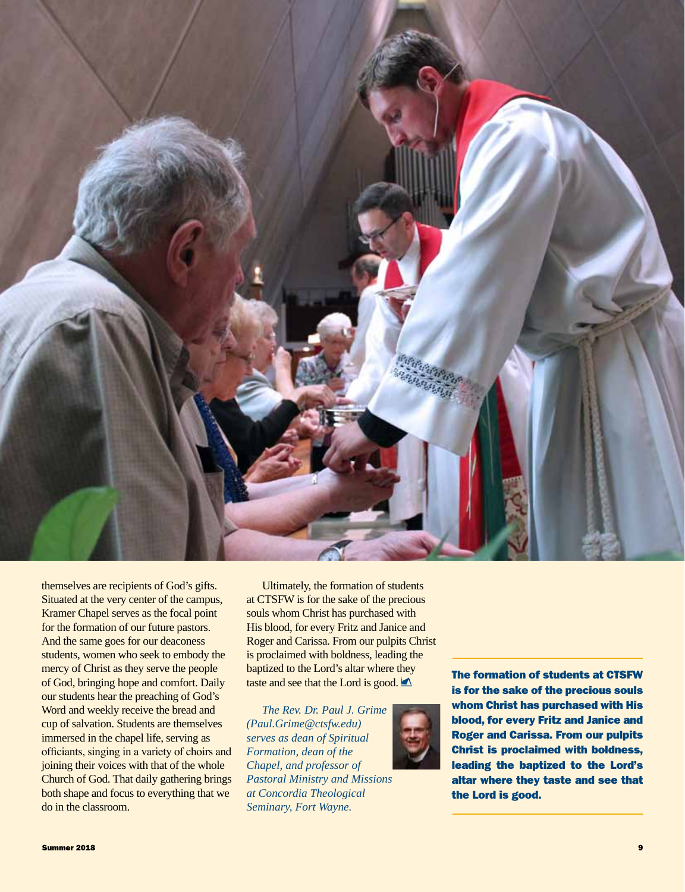themselves are recipients of God's gifts. Situated at the very center of the campus, Kramer Chapel serves as the focal point for the formation of our future pastors. And the same goes for our deaconess students, women who seek to embody the mercy of Christ as they serve the people of God, bringing hope and comfort. Daily our students hear the preaching of God's Word and weekly receive the bread and cup of salvation. Students are themselves immersed in the chapel life, serving as officiants, singing in a variety of choirs and joining their voices with that of the whole Church of God. That daily gathering brings both shape and focus to everything that we do in the classroom.

Ultimately, the formation of students at CTSFW is for the sake of the precious souls whom Christ has purchased with His blood, for every Fritz and Janice and Roger and Carissa. From our pulpits Christ is proclaimed with boldness, leading the baptized to the Lord's altar where they taste and see that the Lord is good.

*The Rev. Dr. Paul J. Grime (Paul.Grime@ctsfw.edu) serves as dean of Spiritual Formation, dean of the Chapel, and professor of Pastoral Ministry and Missions at Concordia Theological Seminary, Fort Wayne.*

**The formation of students at CTSFW is for the sake of the precious souls whom Christ has purchased with His blood, for every Fritz and Janice and Roger and Carissa. From our pulpits Christ is proclaimed with boldness, leading the baptized to the Lord's altar where they taste and see that the Lord is good.**